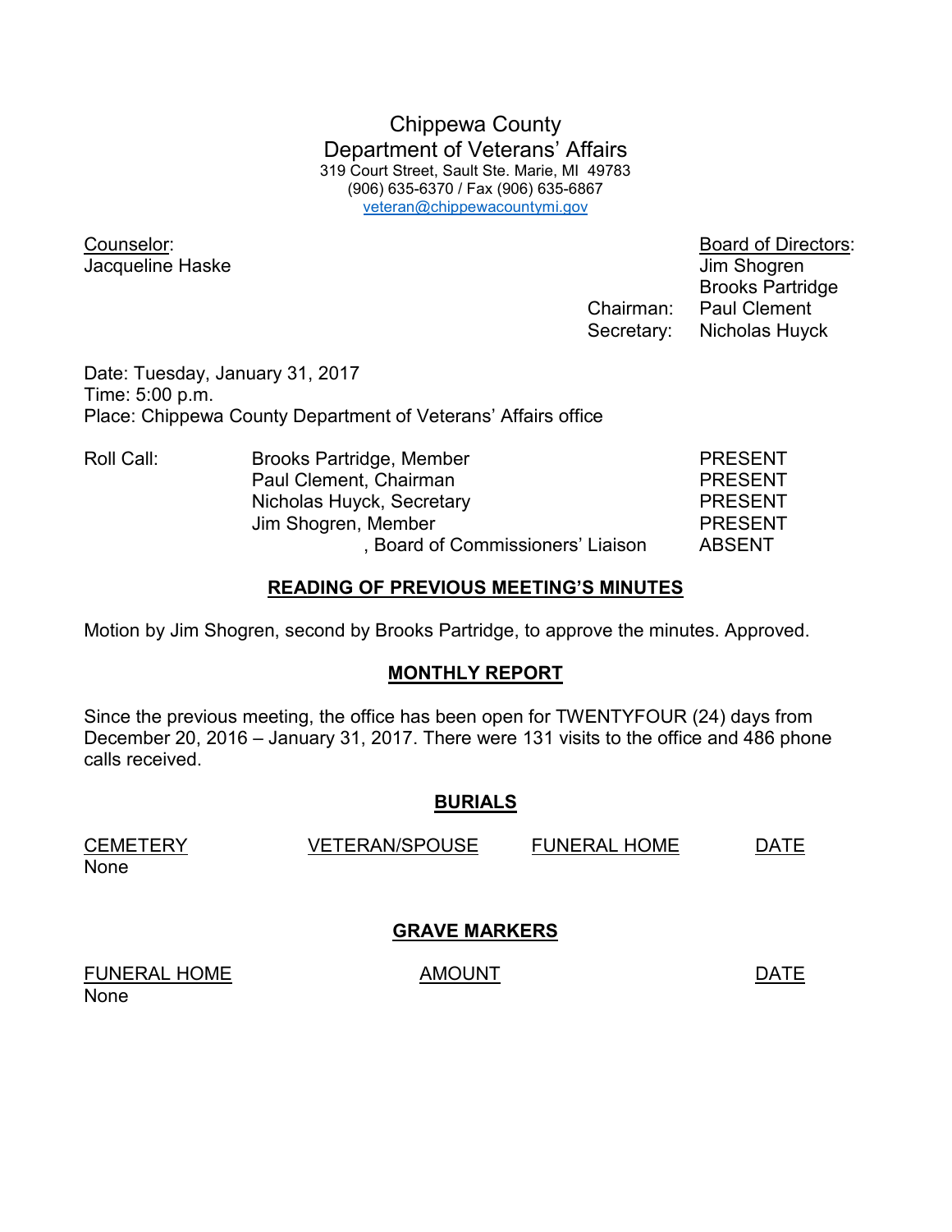# Chippewa County
## Department of Veterans' Affairs

319 Court Street, Sault Ste. Marie, MI 49783
(906) 635-6370 / Fax (906) 635-6867
veteran@chippewacountymi.gov

Counselor:
Jacqueline Haske

Board of Directors:
Jim Shogren
Brooks Partridge
Chairman: Paul Clement
Secretary: Nicholas Huyck

Date: Tuesday, January 31, 2017
Time: 5:00 p.m.
Place: Chippewa County Department of Veterans' Affairs office

| Roll Call: | | |
|---|---|---|
| | Brooks Partridge, Member | PRESENT |
| | Paul Clement, Chairman | PRESENT |
| | Nicholas Huyck, Secretary | PRESENT |
| | Jim Shogren, Member | PRESENT |
| | , Board of Commissioners' Liaison | ABSENT |

### READING OF PREVIOUS MEETING'S MINUTES

Motion by Jim Shogren, second by Brooks Partridge, to approve the minutes. Approved.

### MONTHLY REPORT

Since the previous meeting, the office has been open for TWENTYFOUR (24) days from December 20, 2016 – January 31, 2017. There were 131 visits to the office and 486 phone calls received.

### BURIALS

| CEMETERY | VETERAN/SPOUSE | FUNERAL HOME | DATE |
|---|---|---|---|
| None | | | |

### GRAVE MARKERS

| FUNERAL HOME | AMOUNT | DATE |
|---|---|---|
| None | | |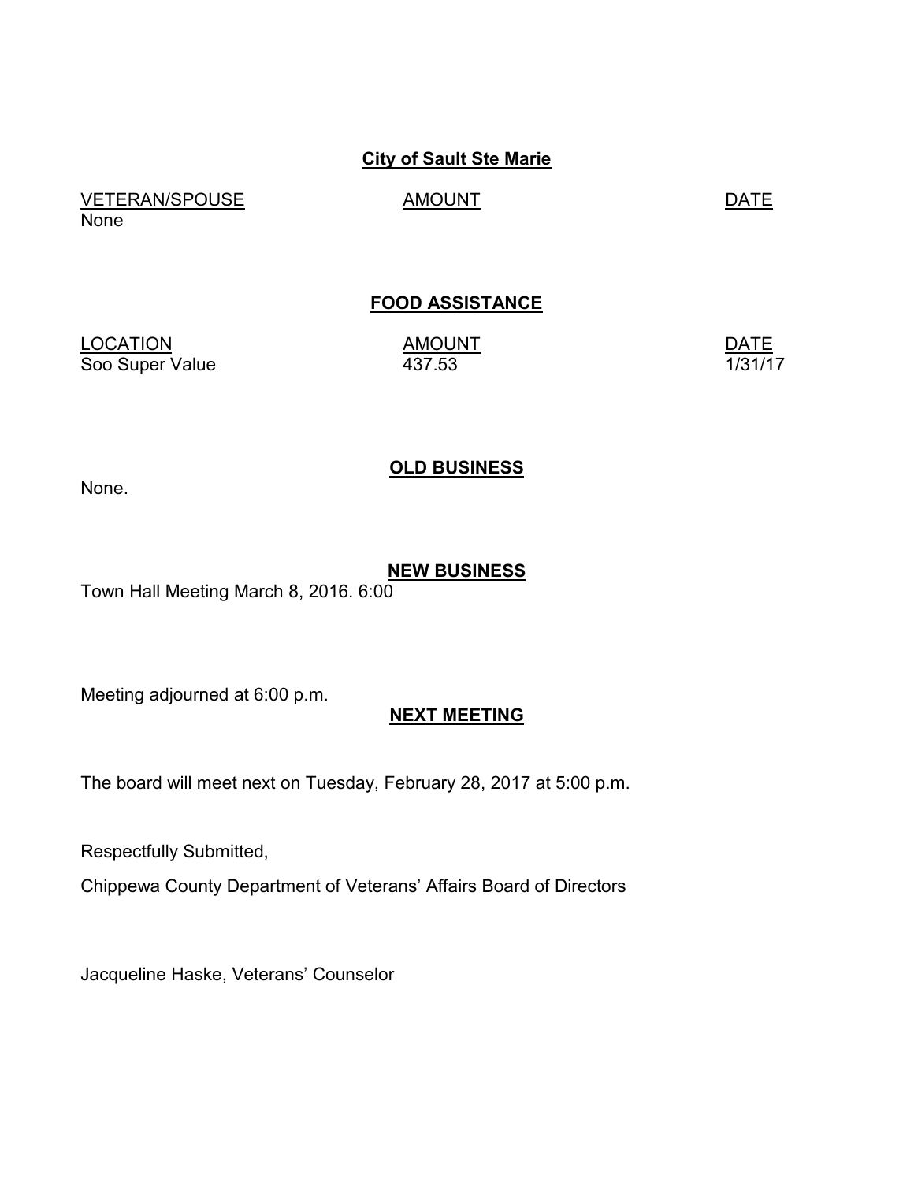## City of Sault Ste Marie

| VETERAN/SPOUSE | AMOUNT | DATE |
|---|---|---|
| None | | |

## FOOD ASSISTANCE

| LOCATION | AMOUNT | DATE |
|---|---|---|
| Soo Super Value | 437.53 | 1/31/17 |

## OLD BUSINESS

None.

## NEW BUSINESS

Town Hall Meeting March 8, 2016. 6:00

Meeting adjourned at 6:00 p.m.

## NEXT MEETING

The board will meet next on Tuesday, February 28, 2017 at 5:00 p.m.

Respectfully Submitted,

Chippewa County Department of Veterans' Affairs Board of Directors

Jacqueline Haske, Veterans' Counselor